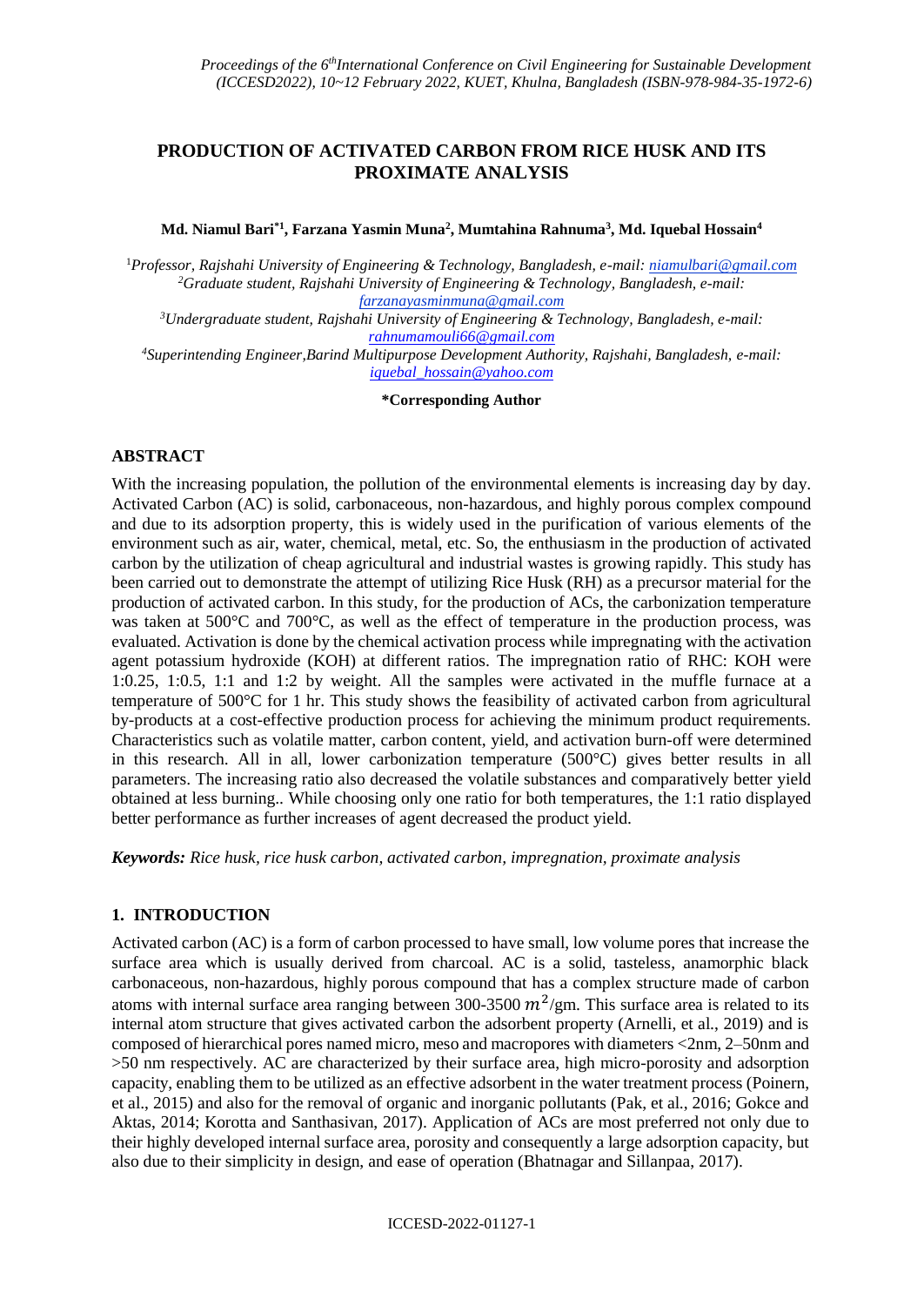# PRODUCTION OF ACTIVATED CARBON FROM RICE HUSK AND ITS PROXIMATE ANALYSIS

**Md. Niamul Bari*[1], Farzana Yasmin Muna[2], Mumtahina Rahnuma[3], Md. Iquebal Hossain[4]**

[1]*Professor, Rajshahi University of Engineering & Technology, Bangladesh, e-mail: niamulbari@gmail.com*
[2]*Graduate student, Rajshahi University of Engineering & Technology, Bangladesh, e-mail: farzanayasminmuna@gmail.com*
[3]*Undergraduate student, Rajshahi University of Engineering & Technology, Bangladesh, e-mail: rahnumamouli66@gmail.com*
[4]*Superintending Engineer, Barind Multipurpose Development Authority, Rajshahi, Bangladesh, e-mail: iquebal_hossain@yahoo.com*

**\*Corresponding Author**

## ABSTRACT

With the increasing population, the pollution of the environmental elements is increasing day by day. Activated Carbon (AC) is solid, carbonaceous, non-hazardous, and highly porous complex compound and due to its adsorption property, this is widely used in the purification of various elements of the environment such as air, water, chemical, metal, etc. So, the enthusiasm in the production of activated carbon by the utilization of cheap agricultural and industrial wastes is growing rapidly. This study has been carried out to demonstrate the attempt of utilizing Rice Husk (RH) as a precursor material for the production of activated carbon. In this study, for the production of ACs, the carbonization temperature was taken at 500°C and 700°C, as well as the effect of temperature in the production process, was evaluated. Activation is done by the chemical activation process while impregnating with the activation agent potassium hydroxide (KOH) at different ratios. The impregnation ratio of RHC: KOH were 1:0.25, 1:0.5, 1:1 and 1:2 by weight. All the samples were activated in the muffle furnace at a temperature of 500°C for 1 hr. This study shows the feasibility of activated carbon from agricultural by-products at a cost-effective production process for achieving the minimum product requirements. Characteristics such as volatile matter, carbon content, yield, and activation burn-off were determined in this research. All in all, lower carbonization temperature (500°C) gives better results in all parameters. The increasing ratio also decreased the volatile substances and comparatively better yield obtained at less burning.. While choosing only one ratio for both temperatures, the 1:1 ratio displayed better performance as further increases of agent decreased the product yield.

***Keywords:** Rice husk, rice husk carbon, activated carbon, impregnation, proximate analysis*

## 1. INTRODUCTION

Activated carbon (AC) is a form of carbon processed to have small, low volume pores that increase the surface area which is usually derived from charcoal. AC is a solid, tasteless, anamorphic black carbonaceous, non-hazardous, highly porous compound that has a complex structure made of carbon atoms with internal surface area ranging between 300-3500 $m^2$/gm. This surface area is related to its internal atom structure that gives activated carbon the adsorbent property (Arnelli, et al., 2019) and is composed of hierarchical pores named micro, meso and macropores with diameters <2nm, 2–50nm and >50 nm respectively. AC are characterized by their surface area, high micro-porosity and adsorption capacity, enabling them to be utilized as an effective adsorbent in the water treatment process (Poinern, et al., 2015) and also for the removal of organic and inorganic pollutants (Pak, et al., 2016; Gokce and Aktas, 2014; Korotta and Santhasivan, 2017). Application of ACs are most preferred not only due to their highly developed internal surface area, porosity and consequently a large adsorption capacity, but also due to their simplicity in design, and ease of operation (Bhatnagar and Sillanpaa, 2017).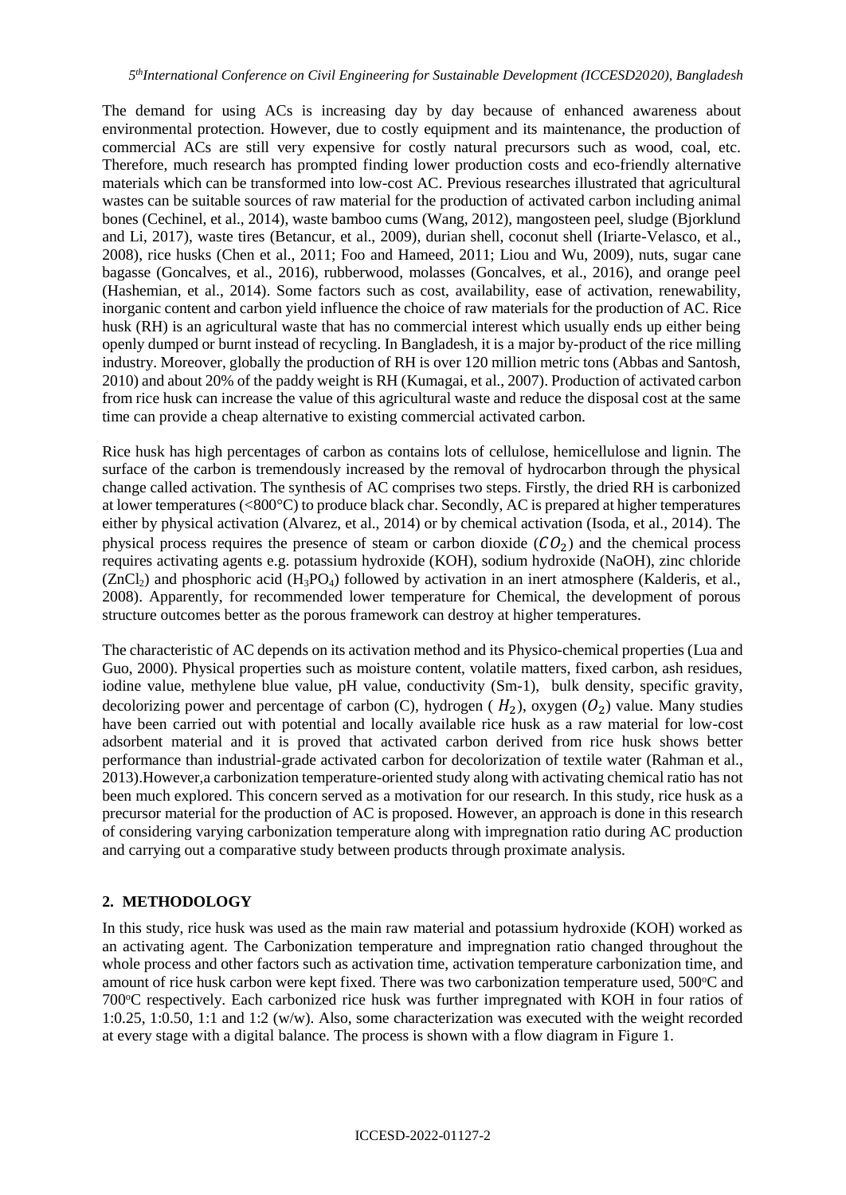The demand for using ACs is increasing day by day because of enhanced awareness about environmental protection. However, due to costly equipment and its maintenance, the production of commercial ACs are still very expensive for costly natural precursors such as wood, coal, etc. Therefore, much research has prompted finding lower production costs and eco-friendly alternative materials which can be transformed into low-cost AC. Previous researches illustrated that agricultural wastes can be suitable sources of raw material for the production of activated carbon including animal bones (Cechinel, et al., 2014), waste bamboo cums (Wang, 2012), mangosteen peel, sludge (Bjorklund and Li, 2017), waste tires (Betancur, et al., 2009), durian shell, coconut shell (Iriarte-Velasco, et al., 2008), rice husks (Chen et al., 2011; Foo and Hameed, 2011; Liou and Wu, 2009), nuts, sugar cane bagasse (Goncalves, et al., 2016), rubberwood, molasses (Goncalves, et al., 2016), and orange peel (Hashemian, et al., 2014). Some factors such as cost, availability, ease of activation, renewability, inorganic content and carbon yield influence the choice of raw materials for the production of AC. Rice husk (RH) is an agricultural waste that has no commercial interest which usually ends up either being openly dumped or burnt instead of recycling. In Bangladesh, it is a major by-product of the rice milling industry. Moreover, globally the production of RH is over 120 million metric tons (Abbas and Santosh, 2010) and about 20% of the paddy weight is RH (Kumagai, et al., 2007). Production of activated carbon from rice husk can increase the value of this agricultural waste and reduce the disposal cost at the same time can provide a cheap alternative to existing commercial activated carbon.

Rice husk has high percentages of carbon as contains lots of cellulose, hemicellulose and lignin. The surface of the carbon is tremendously increased by the removal of hydrocarbon through the physical change called activation. The synthesis of AC comprises two steps. Firstly, the dried RH is carbonized at lower temperatures (<800°C) to produce black char. Secondly, AC is prepared at higher temperatures either by physical activation (Alvarez, et al., 2014) or by chemical activation (Isoda, et al., 2014). The physical process requires the presence of steam or carbon dioxide ($CO_2$) and the chemical process requires activating agents e.g. potassium hydroxide (KOH), sodium hydroxide (NaOH), zinc chloride ($ZnCl_2$) and phosphoric acid ($H_3PO_4$) followed by activation in an inert atmosphere (Kalderis, et al., 2008). Apparently, for recommended lower temperature for Chemical, the development of porous structure outcomes better as the porous framework can destroy at higher temperatures.

The characteristic of AC depends on its activation method and its Physico-chemical properties (Lua and Guo, 2000). Physical properties such as moisture content, volatile matters, fixed carbon, ash residues, iodine value, methylene blue value, pH value, conductivity (Sm-1), bulk density, specific gravity, decolorizing power and percentage of carbon (C), hydrogen ( $H_2$), oxygen ($O_2$) value. Many studies have been carried out with potential and locally available rice husk as a raw material for low-cost adsorbent material and it is proved that activated carbon derived from rice husk shows better performance than industrial-grade activated carbon for decolorization of textile water (Rahman et al., 2013).However,a carbonization temperature-oriented study along with activating chemical ratio has not been much explored. This concern served as a motivation for our research. In this study, rice husk as a precursor material for the production of AC is proposed. However, an approach is done in this research of considering varying carbonization temperature along with impregnation ratio during AC production and carrying out a comparative study between products through proximate analysis.

## 2. METHODOLOGY

In this study, rice husk was used as the main raw material and potassium hydroxide (KOH) worked as an activating agent. The Carbonization temperature and impregnation ratio changed throughout the whole process and other factors such as activation time, activation temperature carbonization time, and amount of rice husk carbon were kept fixed. There was two carbonization temperature used, 500°C and 700°C respectively. Each carbonized rice husk was further impregnated with KOH in four ratios of 1:0.25, 1:0.50, 1:1 and 1:2 (w/w). Also, some characterization was executed with the weight recorded at every stage with a digital balance. The process is shown with a flow diagram in Figure 1.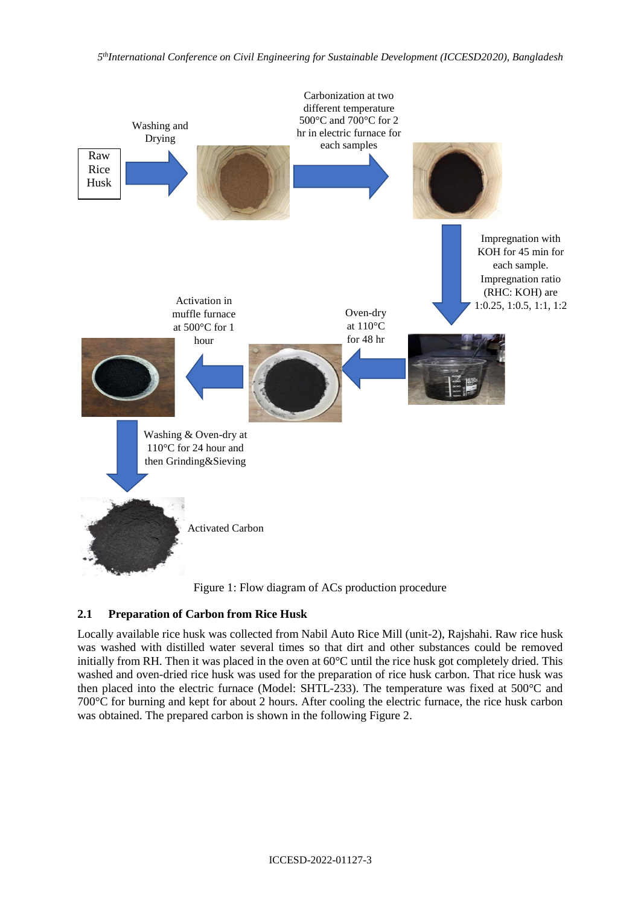Raw Rice Husk

Washing and Drying

Carbonization at two different temperature 500°C and 700°C for 2 hr in electric furnace for each samples

Impregnation with KOH for 45 min for each sample. Impregnation ratio (RHC: KOH) are 1:0.25, 1:0.5, 1:1, 1:2

Oven-dry at 110°C for 48 hr

Activation in muffle furnace at 500°C for 1 hour

Washing & Oven-dry at 110°C for 24 hour and then Grinding&Sieving

Activated Carbon

Figure 1: Flow diagram of ACs production procedure

## 2.1 Preparation of Carbon from Rice Husk

Locally available rice husk was collected from Nabil Auto Rice Mill (unit-2), Rajshahi. Raw rice husk was washed with distilled water several times so that dirt and other substances could be removed initially from RH. Then it was placed in the oven at 60°C until the rice husk got completely dried. This washed and oven-dried rice husk was used for the preparation of rice husk carbon. That rice husk was then placed into the electric furnace (Model: SHTL-233). The temperature was fixed at 500°C and 700°C for burning and kept for about 2 hours. After cooling the electric furnace, the rice husk carbon was obtained. The prepared carbon is shown in the following Figure 2.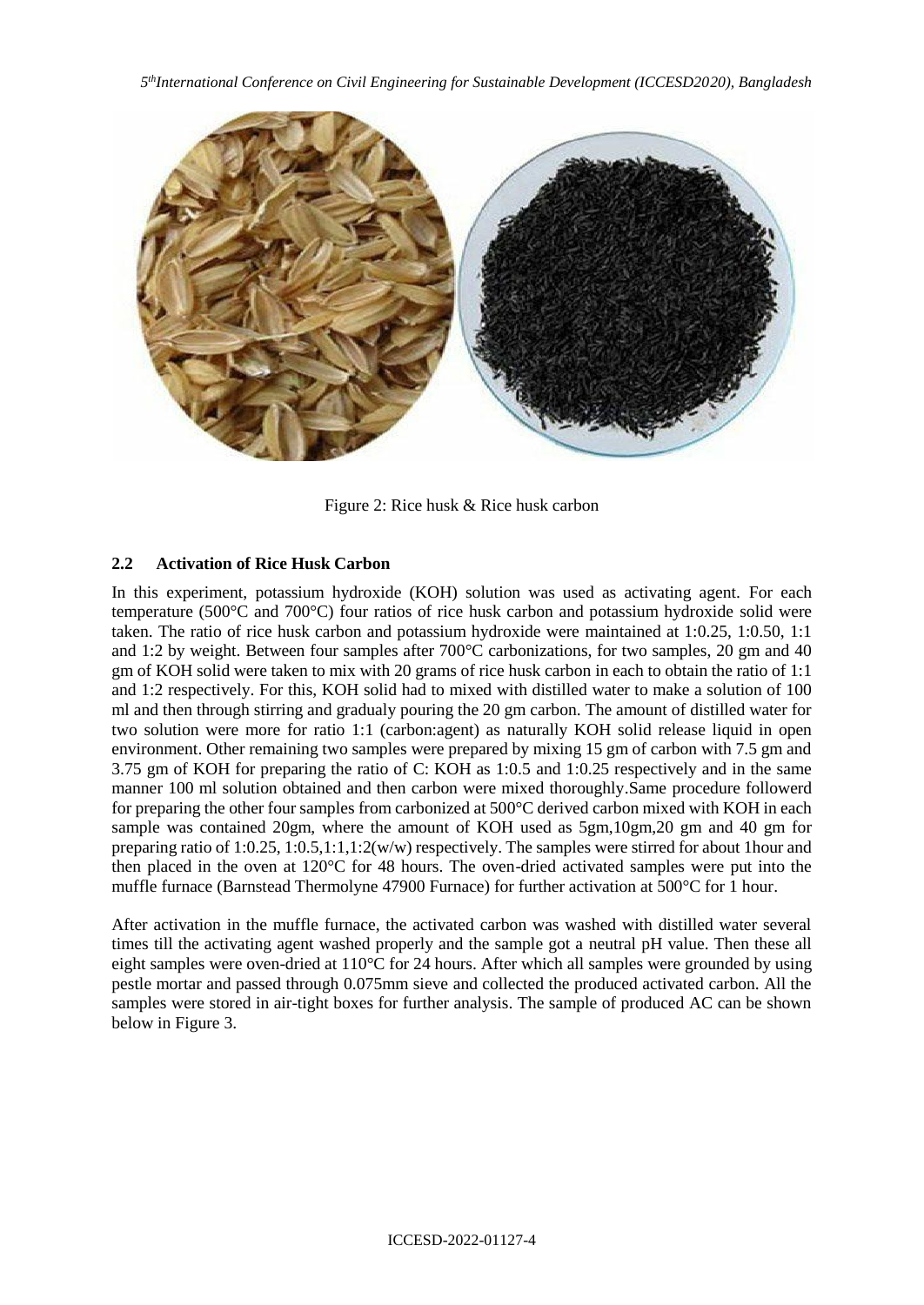Figure 2: Rice husk & Rice husk carbon

### 2.2 Activation of Rice Husk Carbon

In this experiment, potassium hydroxide (KOH) solution was used as activating agent. For each temperature (500°C and 700°C) four ratios of rice husk carbon and potassium hydroxide solid were taken. The ratio of rice husk carbon and potassium hydroxide were maintained at 1:0.25, 1:0.50, 1:1 and 1:2 by weight. Between four samples after 700°C carbonizations, for two samples, 20 gm and 40 gm of KOH solid were taken to mix with 20 grams of rice husk carbon in each to obtain the ratio of 1:1 and 1:2 respectively. For this, KOH solid had to mixed with distilled water to make a solution of 100 ml and then through stirring and gradualy pouring the 20 gm carbon. The amount of distilled water for two solution were more for ratio 1:1 (carbon:agent) as naturally KOH solid release liquid in open environment. Other remaining two samples were prepared by mixing 15 gm of carbon with 7.5 gm and 3.75 gm of KOH for preparing the ratio of C: KOH as 1:0.5 and 1:0.25 respectively and in the same manner 100 ml solution obtained and then carbon were mixed thoroughly.Same procedure followerd for preparing the other four samples from carbonized at 500°C derived carbon mixed with KOH in each sample was contained 20gm, where the amount of KOH used as 5gm,10gm,20 gm and 40 gm for preparing ratio of 1:0.25, 1:0.5,1:1,1:2(w/w) respectively. The samples were stirred for about 1hour and then placed in the oven at 120°C for 48 hours. The oven-dried activated samples were put into the muffle furnace (Barnstead Thermolyne 47900 Furnace) for further activation at 500°C for 1 hour.

After activation in the muffle furnace, the activated carbon was washed with distilled water several times till the activating agent washed properly and the sample got a neutral pH value. Then these all eight samples were oven-dried at 110°C for 24 hours. After which all samples were grounded by using pestle mortar and passed through 0.075mm sieve and collected the produced activated carbon. All the samples were stored in air-tight boxes for further analysis. The sample of produced AC can be shown below in Figure 3.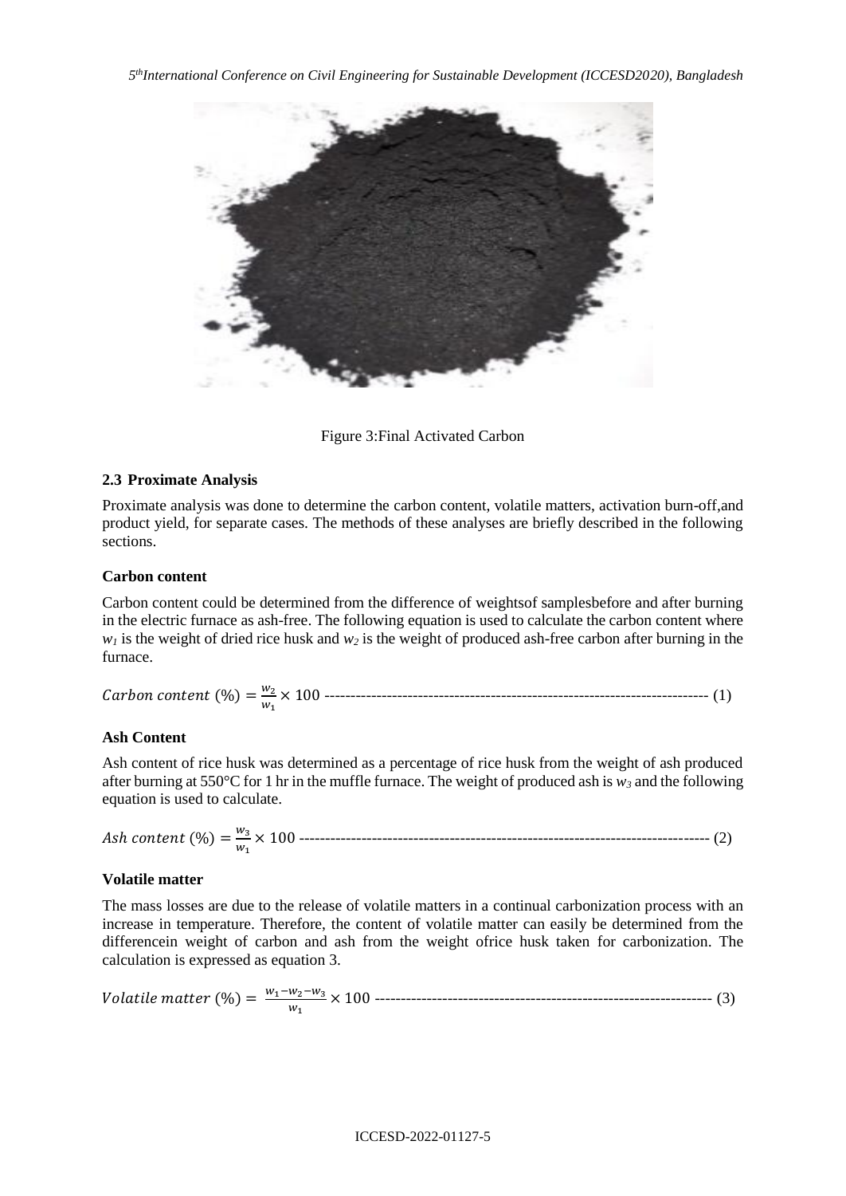Figure 3:Final Activated Carbon

### 2.3 Proximate Analysis

Proximate analysis was done to determine the carbon content, volatile matters, activation burn-off,and product yield, for separate cases. The methods of these analyses are briefly described in the following sections.

**Carbon content**

Carbon content could be determined from the difference of weightsof samplesbefore and after burning in the electric furnace as ash-free. The following equation is used to calculate the carbon content where $w_1$ is the weight of dried rice husk and $w_2$ is the weight of produced ash-free carbon after burning in the furnace.

$$Carbon\ content\ (\%) = \frac{w_2}{w_1} \times 100 \quad (1)$$

**Ash Content**

Ash content of rice husk was determined as a percentage of rice husk from the weight of ash produced after burning at 550°C for 1 hr in the muffle furnace. The weight of produced ash is $w_3$ and the following equation is used to calculate.

$$Ash\ content\ (\%) = \frac{w_3}{w_1} \times 100 \quad (2)$$

**Volatile matter**

The mass losses are due to the release of volatile matters in a continual carbonization process with an increase in temperature. Therefore, the content of volatile matter can easily be determined from the differencein weight of carbon and ash from the weight ofrice husk taken for carbonization. The calculation is expressed as equation 3.

$$Volatile\ matter\ (\%) = \frac{w_1 - w_2 - w_3}{w_1} \times 100 \quad (3)$$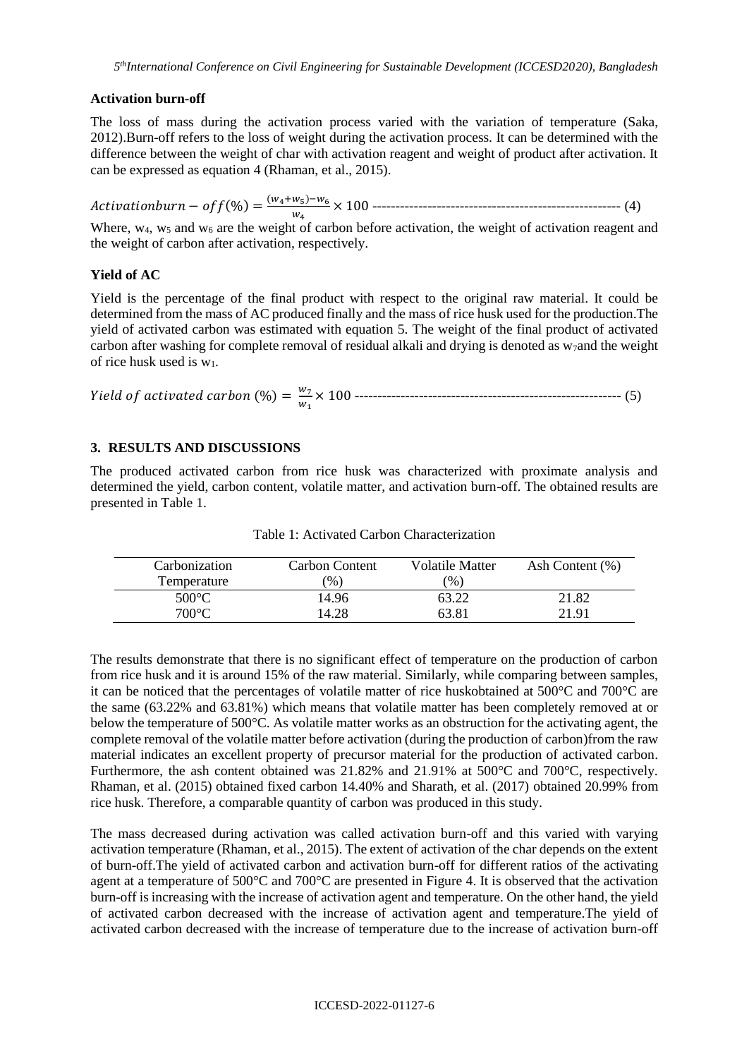### Activation burn-off

The loss of mass during the activation process varied with the variation of temperature (Saka, 2012).Burn-off refers to the loss of weight during the activation process. It can be determined with the difference between the weight of char with activation reagent and weight of product after activation. It can be expressed as equation 4 (Rhaman, et al., 2015).

$$Activation burn-off(\%) = \frac{(w_4+w_5)-w_6}{w_4} \times 100 \quad (4)$$

Where, $w_4$, $w_5$ and $w_6$ are the weight of carbon before activation, the weight of activation reagent and the weight of carbon after activation, respectively.

### Yield of AC

Yield is the percentage of the final product with respect to the original raw material. It could be determined from the mass of AC produced finally and the mass of rice husk used for the production.The yield of activated carbon was estimated with equation 5. The weight of the final product of activated carbon after washing for complete removal of residual alkali and drying is denoted as $w_7$and the weight of rice husk used is $w_1$.

$$Yield\ of\ activated\ carbon\ (\%) = \frac{w_7}{w_1} \times 100 \quad (5)$$

## 3. RESULTS AND DISCUSSIONS

The produced activated carbon from rice husk was characterized with proximate analysis and determined the yield, carbon content, volatile matter, and activation burn-off. The obtained results are presented in Table 1.

Table 1: Activated Carbon Characterization

| Carbonization Temperature | Carbon Content (%) | Volatile Matter (%) | Ash Content (%) |
|---|---|---|---|
| 500°C | 14.96 | 63.22 | 21.82 |
| 700°C | 14.28 | 63.81 | 21.91 |

The results demonstrate that there is no significant effect of temperature on the production of carbon from rice husk and it is around 15% of the raw material. Similarly, while comparing between samples, it can be noticed that the percentages of volatile matter of rice huskobtained at 500°C and 700°C are the same (63.22% and 63.81%) which means that volatile matter has been completely removed at or below the temperature of 500°C. As volatile matter works as an obstruction for the activating agent, the complete removal of the volatile matter before activation (during the production of carbon)from the raw material indicates an excellent property of precursor material for the production of activated carbon. Furthermore, the ash content obtained was 21.82% and 21.91% at 500°C and 700°C, respectively. Rhaman, et al. (2015) obtained fixed carbon 14.40% and Sharath, et al. (2017) obtained 20.99% from rice husk. Therefore, a comparable quantity of carbon was produced in this study.

The mass decreased during activation was called activation burn-off and this varied with varying activation temperature (Rhaman, et al., 2015). The extent of activation of the char depends on the extent of burn-off.The yield of activated carbon and activation burn-off for different ratios of the activating agent at a temperature of 500°C and 700°C are presented in Figure 4. It is observed that the activation burn-off is increasing with the increase of activation agent and temperature. On the other hand, the yield of activated carbon decreased with the increase of activation agent and temperature.The yield of activated carbon decreased with the increase of temperature due to the increase of activation burn-off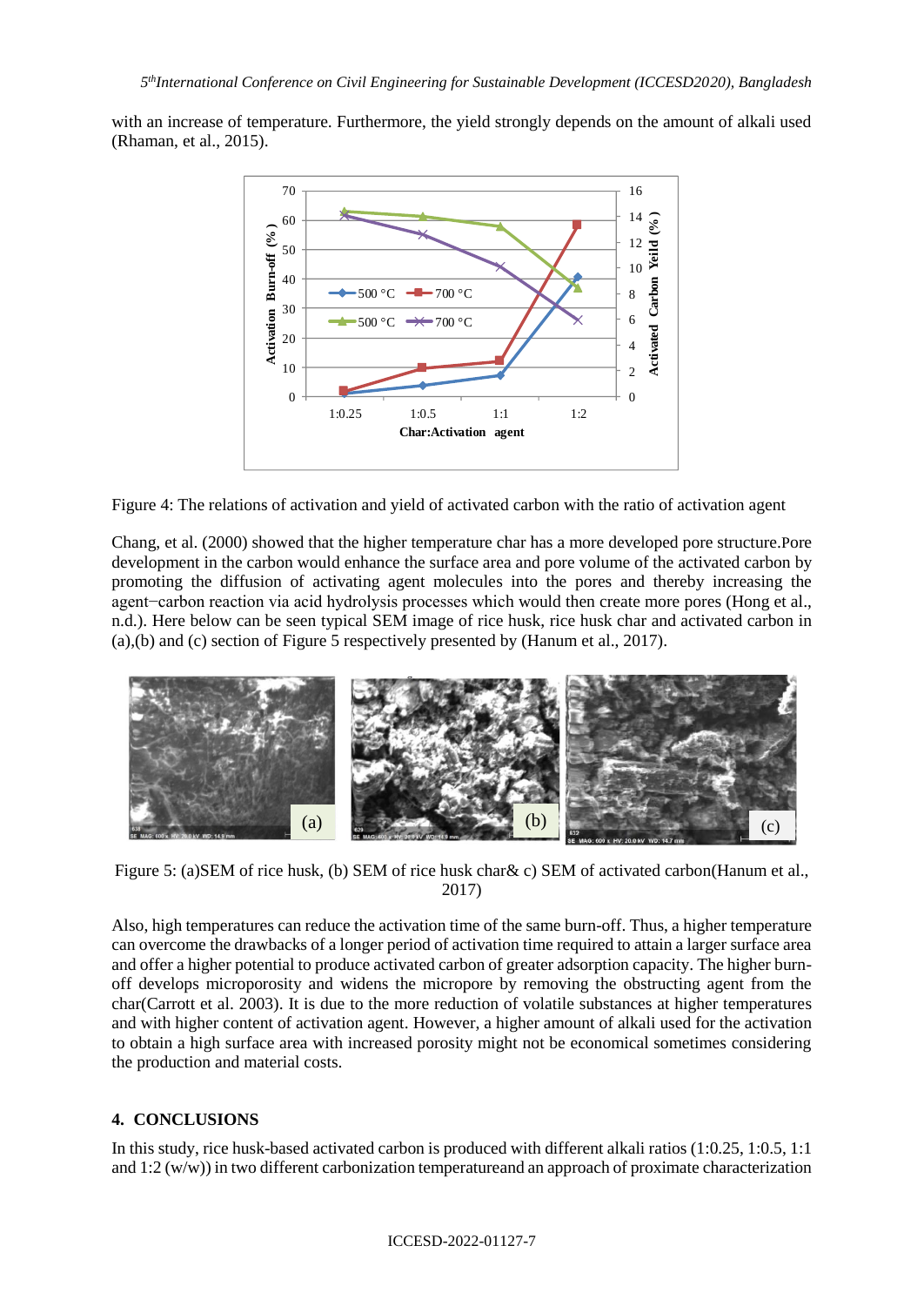with an increase of temperature. Furthermore, the yield strongly depends on the amount of alkali used (Rhaman, et al., 2015).

Figure 4: The relations of activation and yield of activated carbon with the ratio of activation agent

Chang, et al. (2000) showed that the higher temperature char has a more developed pore structure.Pore development in the carbon would enhance the surface area and pore volume of the activated carbon by promoting the diffusion of activating agent molecules into the pores and thereby increasing the agent−carbon reaction via acid hydrolysis processes which would then create more pores (Hong et al., n.d.). Here below can be seen typical SEM image of rice husk, rice husk char and activated carbon in (a),(b) and (c) section of Figure 5 respectively presented by (Hanum et al., 2017).

Figure 5: (a)SEM of rice husk, (b) SEM of rice husk char& c) SEM of activated carbon(Hanum et al., 2017)

Also, high temperatures can reduce the activation time of the same burn-off. Thus, a higher temperature can overcome the drawbacks of a longer period of activation time required to attain a larger surface area and offer a higher potential to produce activated carbon of greater adsorption capacity. The higher burn-off develops microporosity and widens the micropore by removing the obstructing agent from the char(Carrott et al. 2003). It is due to the more reduction of volatile substances at higher temperatures and with higher content of activation agent. However, a higher amount of alkali used for the activation to obtain a high surface area with increased porosity might not be economical sometimes considering the production and material costs.

## 4. CONCLUSIONS

In this study, rice husk-based activated carbon is produced with different alkali ratios (1:0.25, 1:0.5, 1:1 and 1:2 (w/w)) in two different carbonization temperatureand an approach of proximate characterization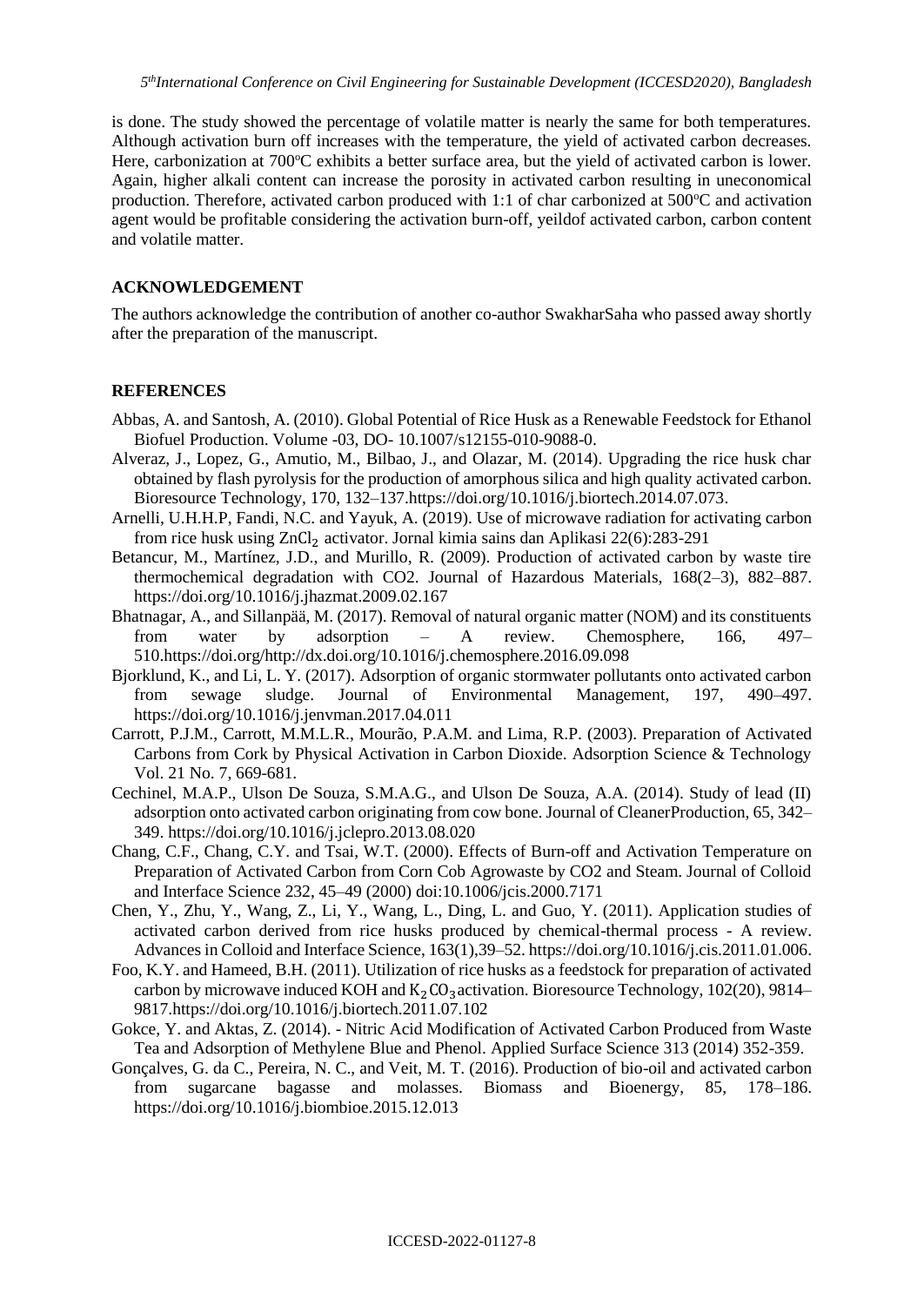is done. The study showed the percentage of volatile matter is nearly the same for both temperatures. Although activation burn off increases with the temperature, the yield of activated carbon decreases. Here, carbonization at 700°C exhibits a better surface area, but the yield of activated carbon is lower. Again, higher alkali content can increase the porosity in activated carbon resulting in uneconomical production. Therefore, activated carbon produced with 1:1 of char carbonized at 500°C and activation agent would be profitable considering the activation burn-off, yeildof activated carbon, carbon content and volatile matter.

## ACKNOWLEDGEMENT

The authors acknowledge the contribution of another co-author SwakharSaha who passed away shortly after the preparation of the manuscript.

## REFERENCES

Abbas, A. and Santosh, A. (2010). Global Potential of Rice Husk as a Renewable Feedstock for Ethanol Biofuel Production. Volume -03, DO- 10.1007/s12155-010-9088-0.

Alveraz, J., Lopez, G., Amutio, M., Bilbao, J., and Olazar, M. (2014). Upgrading the rice husk char obtained by flash pyrolysis for the production of amorphous silica and high quality activated carbon. Bioresource Technology, 170, 132–137.https://doi.org/10.1016/j.biortech.2014.07.073.

Arnelli, U.H.H.P, Fandi, N.C. and Yayuk, A. (2019). Use of microwave radiation for activating carbon from rice husk using $ZnCl_2$ activator. Jornal kimia sains dan Aplikasi 22(6):283-291

Betancur, M., Martínez, J.D., and Murillo, R. (2009). Production of activated carbon by waste tire thermochemical degradation with CO2. Journal of Hazardous Materials, 168(2–3), 882–887. https://doi.org/10.1016/j.jhazmat.2009.02.167

Bhatnagar, A., and Sillanpää, M. (2017). Removal of natural organic matter (NOM) and its constituents from water by adsorption – A review. Chemosphere, 166, 497–510.https://doi.org/http://dx.doi.org/10.1016/j.chemosphere.2016.09.098

Bjorklund, K., and Li, L. Y. (2017). Adsorption of organic stormwater pollutants onto activated carbon from sewage sludge. Journal of Environmental Management, 197, 490–497. https://doi.org/10.1016/j.jenvman.2017.04.011

Carrott, P.J.M., Carrott, M.M.L.R., Mourão, P.A.M. and Lima, R.P. (2003). Preparation of Activated Carbons from Cork by Physical Activation in Carbon Dioxide. Adsorption Science & Technology Vol. 21 No. 7, 669-681.

Cechinel, M.A.P., Ulson De Souza, S.M.A.G., and Ulson De Souza, A.A. (2014). Study of lead (II) adsorption onto activated carbon originating from cow bone. Journal of CleanerProduction, 65, 342–349. https://doi.org/10.1016/j.jclepro.2013.08.020

Chang, C.F., Chang, C.Y. and Tsai, W.T. (2000). Effects of Burn-off and Activation Temperature on Preparation of Activated Carbon from Corn Cob Agrowaste by CO2 and Steam. Journal of Colloid and Interface Science 232, 45–49 (2000) doi:10.1006/jcis.2000.7171

Chen, Y., Zhu, Y., Wang, Z., Li, Y., Wang, L., Ding, L. and Guo, Y. (2011). Application studies of activated carbon derived from rice husks produced by chemical-thermal process - A review. Advances in Colloid and Interface Science, 163(1),39–52. https://doi.org/10.1016/j.cis.2011.01.006.

Foo, K.Y. and Hameed, B.H. (2011). Utilization of rice husks as a feedstock for preparation of activated carbon by microwave induced KOH and $K_2CO_3$ activation. Bioresource Technology, 102(20), 9814–9817.https://doi.org/10.1016/j.biortech.2011.07.102

Gokce, Y. and Aktas, Z. (2014). - Nitric Acid Modification of Activated Carbon Produced from Waste Tea and Adsorption of Methylene Blue and Phenol. Applied Surface Science 313 (2014) 352-359.

Gonçalves, G. da C., Pereira, N. C., and Veit, M. T. (2016). Production of bio-oil and activated carbon from sugarcane bagasse and molasses. Biomass and Bioenergy, 85, 178–186. https://doi.org/10.1016/j.biombioe.2015.12.013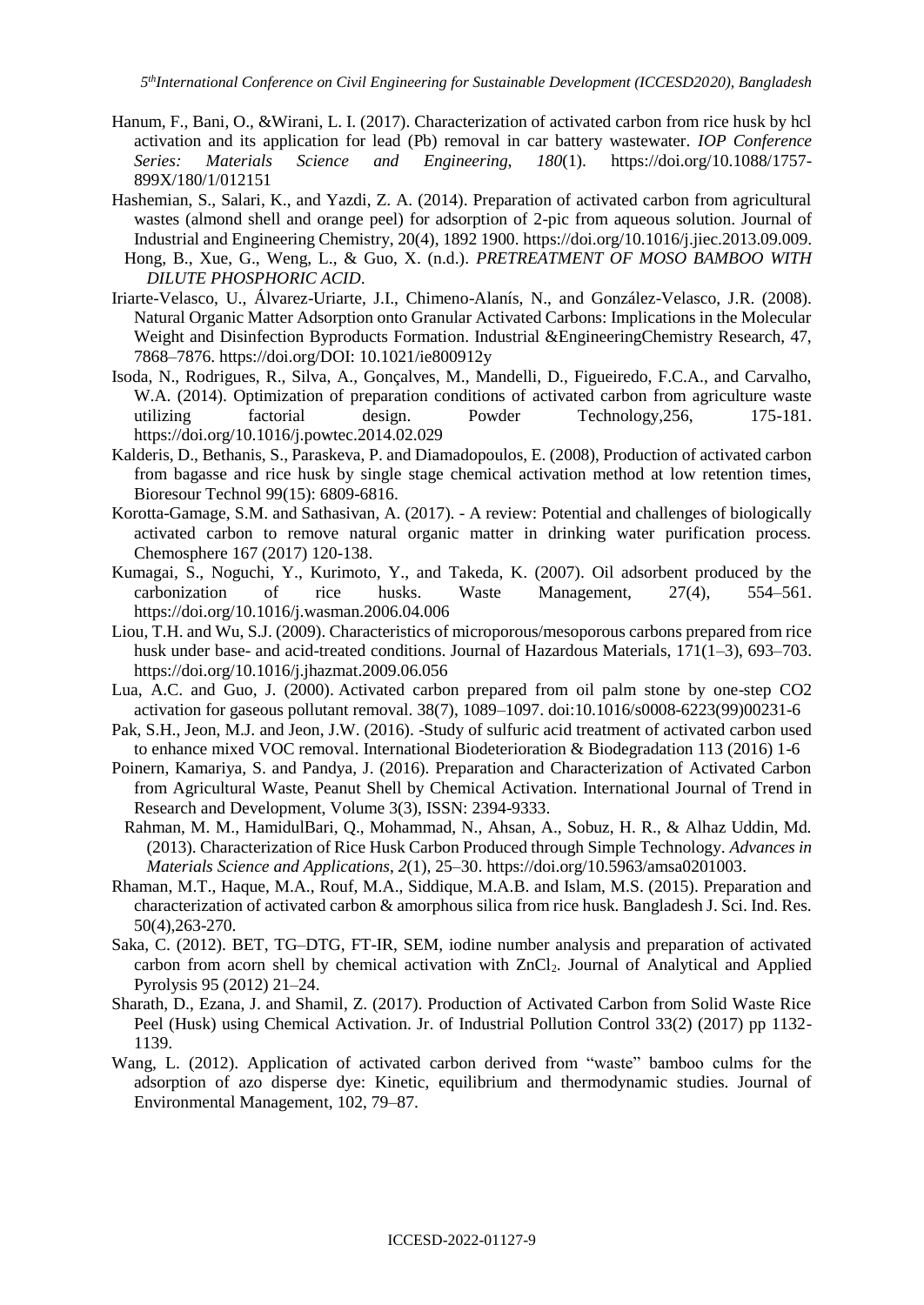Hanum, F., Bani, O., &Wirani, L. I. (2017). Characterization of activated carbon from rice husk by hcl activation and its application for lead (Pb) removal in car battery wastewater. *IOP Conference Series: Materials Science and Engineering*, *180*(1). https://doi.org/10.1088/1757-899X/180/1/012151

Hashemian, S., Salari, K., and Yazdi, Z. A. (2014). Preparation of activated carbon from agricultural wastes (almond shell and orange peel) for adsorption of 2-pic from aqueous solution. Journal of Industrial and Engineering Chemistry, 20(4), 1892 1900. https://doi.org/10.1016/j.jiec.2013.09.009.

Hong, B., Xue, G., Weng, L., & Guo, X. (n.d.). *PRETREATMENT OF MOSO BAMBOO WITH DILUTE PHOSPHORIC ACID*.

Iriarte-Velasco, U., Álvarez-Uriarte, J.I., Chimeno-Alanís, N., and González-Velasco, J.R. (2008). Natural Organic Matter Adsorption onto Granular Activated Carbons: Implications in the Molecular Weight and Disinfection Byproducts Formation. Industrial &EngineeringChemistry Research, 47, 7868–7876. https://doi.org/DOI: 10.1021/ie800912y

Isoda, N., Rodrigues, R., Silva, A., Gonçalves, M., Mandelli, D., Figueiredo, F.C.A., and Carvalho, W.A. (2014). Optimization of preparation conditions of activated carbon from agriculture waste utilizing factorial design. Powder Technology,256, 175-181. https://doi.org/10.1016/j.powtec.2014.02.029

Kalderis, D., Bethanis, S., Paraskeva, P. and Diamadopoulos, E. (2008), Production of activated carbon from bagasse and rice husk by single stage chemical activation method at low retention times, Bioresour Technol 99(15): 6809-6816.

Korotta-Gamage, S.M. and Sathasivan, A. (2017). - A review: Potential and challenges of biologically activated carbon to remove natural organic matter in drinking water purification process. Chemosphere 167 (2017) 120-138.

Kumagai, S., Noguchi, Y., Kurimoto, Y., and Takeda, K. (2007). Oil adsorbent produced by the carbonization of rice husks. Waste Management, 27(4), 554–561. https://doi.org/10.1016/j.wasman.2006.04.006

Liou, T.H. and Wu, S.J. (2009). Characteristics of microporous/mesoporous carbons prepared from rice husk under base- and acid-treated conditions. Journal of Hazardous Materials, 171(1–3), 693–703. https://doi.org/10.1016/j.jhazmat.2009.06.056

Lua, A.C. and Guo, J. (2000). Activated carbon prepared from oil palm stone by one-step CO2 activation for gaseous pollutant removal. 38(7), 1089–1097. doi:10.1016/s0008-6223(99)00231-6

Pak, S.H., Jeon, M.J. and Jeon, J.W. (2016). -Study of sulfuric acid treatment of activated carbon used to enhance mixed VOC removal. International Biodeterioration & Biodegradation 113 (2016) 1-6

Poinern, Kamariya, S. and Pandya, J. (2016). Preparation and Characterization of Activated Carbon from Agricultural Waste, Peanut Shell by Chemical Activation. International Journal of Trend in Research and Development, Volume 3(3), ISSN: 2394-9333.

Rahman, M. M., HamidulBari, Q., Mohammad, N., Ahsan, A., Sobuz, H. R., & Alhaz Uddin, Md. (2013). Characterization of Rice Husk Carbon Produced through Simple Technology. *Advances in Materials Science and Applications*, *2*(1), 25–30. https://doi.org/10.5963/amsa0201003.

Rhaman, M.T., Haque, M.A., Rouf, M.A., Siddique, M.A.B. and Islam, M.S. (2015). Preparation and characterization of activated carbon & amorphous silica from rice husk. Bangladesh J. Sci. Ind. Res. 50(4),263-270.

Saka, C. (2012). BET, TG–DTG, FT-IR, SEM, iodine number analysis and preparation of activated carbon from acorn shell by chemical activation with $ZnCl_2$. Journal of Analytical and Applied Pyrolysis 95 (2012) 21–24.

Sharath, D., Ezana, J. and Shamil, Z. (2017). Production of Activated Carbon from Solid Waste Rice Peel (Husk) using Chemical Activation. Jr. of Industrial Pollution Control 33(2) (2017) pp 1132-1139.

Wang, L. (2012). Application of activated carbon derived from "waste" bamboo culms for the adsorption of azo disperse dye: Kinetic, equilibrium and thermodynamic studies. Journal of Environmental Management, 102, 79–87.